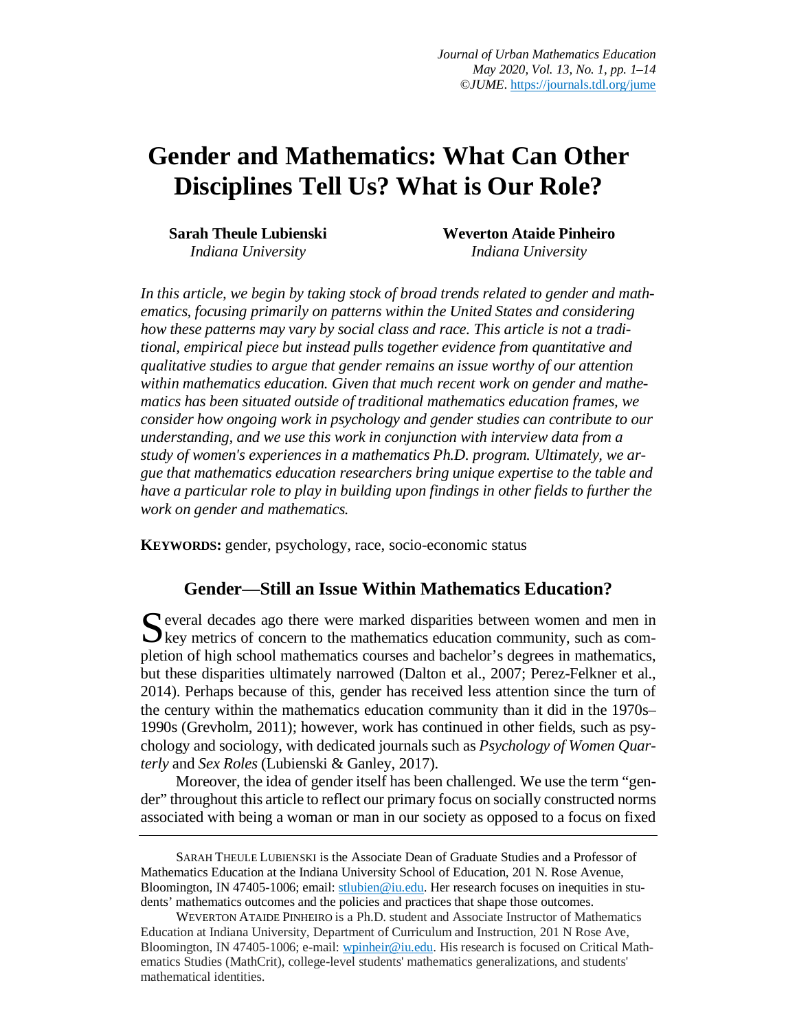# Gender and Mathematics: What Can Other Disciplines Tell Us? What is Our Role?

**Sarah Theule Lubienski**
*Indiana University*

**Weverton Ataide Pinheiro**
*Indiana University*

*In this article, we begin by taking stock of broad trends related to gender and mathematics, focusing primarily on patterns within the United States and considering how these patterns may vary by social class and race. This article is not a traditional, empirical piece but instead pulls together evidence from quantitative and qualitative studies to argue that gender remains an issue worthy of our attention within mathematics education. Given that much recent work on gender and mathematics has been situated outside of traditional mathematics education frames, we consider how ongoing work in psychology and gender studies can contribute to our understanding, and we use this work in conjunction with interview data from a study of women's experiences in a mathematics Ph.D. program. Ultimately, we argue that mathematics education researchers bring unique expertise to the table and have a particular role to play in building upon findings in other fields to further the work on gender and mathematics.*

**KEYWORDS:** gender, psychology, race, socio-economic status

## Gender—Still an Issue Within Mathematics Education?

Several decades ago there were marked disparities between women and men in key metrics of concern to the mathematics education community, such as completion of high school mathematics courses and bachelor's degrees in mathematics, but these disparities ultimately narrowed (Dalton et al., 2007; Perez-Felkner et al., 2014). Perhaps because of this, gender has received less attention since the turn of the century within the mathematics education community than it did in the 1970s–1990s (Grevholm, 2011); however, work has continued in other fields, such as psychology and sociology, with dedicated journals such as *Psychology of Women Quarterly* and *Sex Roles* (Lubienski & Ganley, 2017).

Moreover, the idea of gender itself has been challenged. We use the term "gender" throughout this article to reflect our primary focus on socially constructed norms associated with being a woman or man in our society as opposed to a focus on fixed

---

SARAH THEULE LUBIENSKI is the Associate Dean of Graduate Studies and a Professor of Mathematics Education at the Indiana University School of Education, 201 N. Rose Avenue, Bloomington, IN 47405-1006; email: stlubien@iu.edu. Her research focuses on inequities in students' mathematics outcomes and the policies and practices that shape those outcomes.

WEVERTON ATAIDE PINHEIRO is a Ph.D. student and Associate Instructor of Mathematics Education at Indiana University, Department of Curriculum and Instruction, 201 N Rose Ave, Bloomington, IN 47405-1006; e-mail: wpinheir@iu.edu. His research is focused on Critical Mathematics Studies (MathCrit), college-level students' mathematics generalizations, and students' mathematical identities.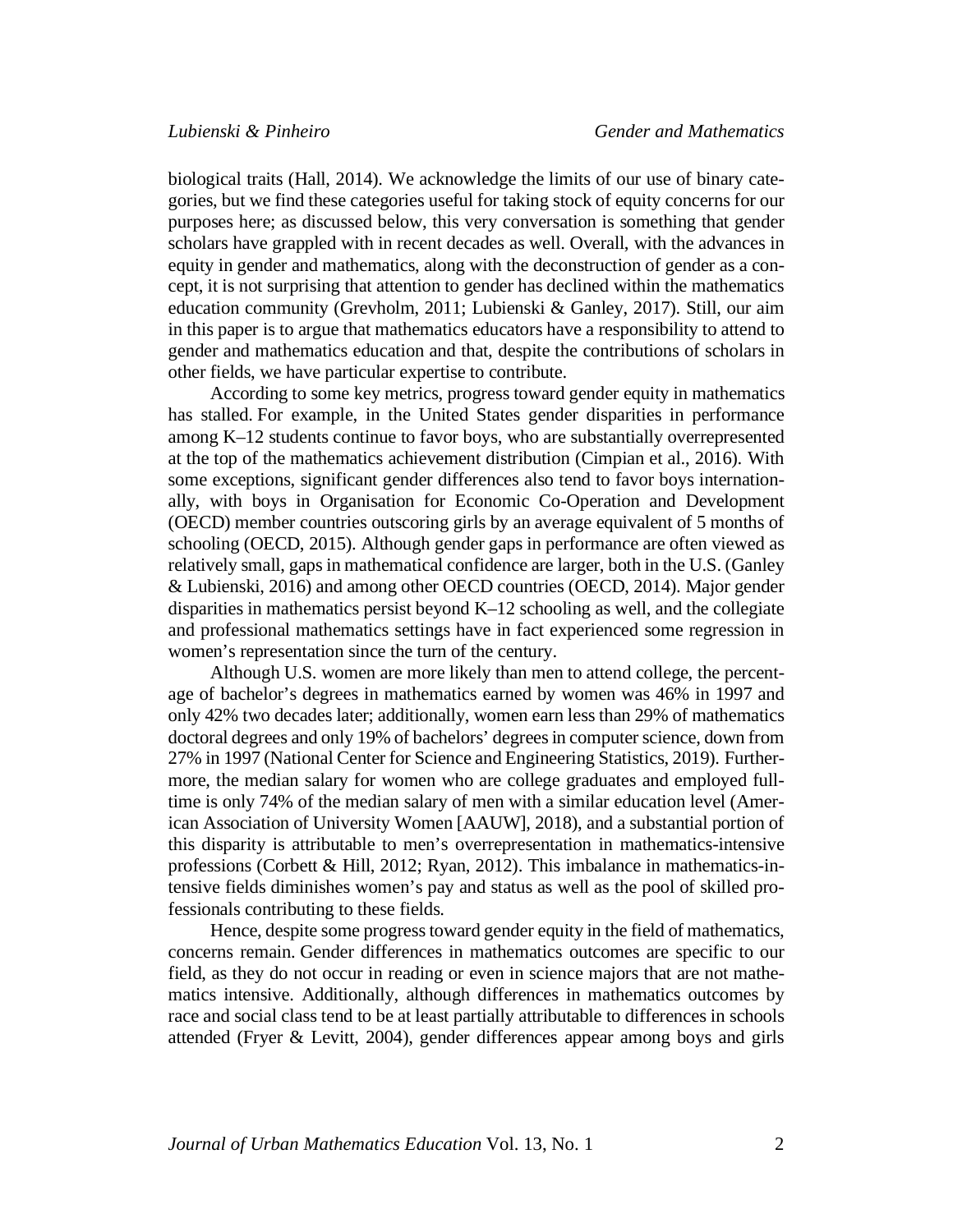biological traits (Hall, 2014). We acknowledge the limits of our use of binary categories, but we find these categories useful for taking stock of equity concerns for our purposes here; as discussed below, this very conversation is something that gender scholars have grappled with in recent decades as well. Overall, with the advances in equity in gender and mathematics, along with the deconstruction of gender as a concept, it is not surprising that attention to gender has declined within the mathematics education community (Grevholm, 2011; Lubienski & Ganley, 2017). Still, our aim in this paper is to argue that mathematics educators have a responsibility to attend to gender and mathematics education and that, despite the contributions of scholars in other fields, we have particular expertise to contribute.

According to some key metrics, progress toward gender equity in mathematics has stalled. For example, in the United States gender disparities in performance among K–12 students continue to favor boys, who are substantially overrepresented at the top of the mathematics achievement distribution (Cimpian et al., 2016). With some exceptions, significant gender differences also tend to favor boys internationally, with boys in Organisation for Economic Co-Operation and Development (OECD) member countries outscoring girls by an average equivalent of 5 months of schooling (OECD, 2015). Although gender gaps in performance are often viewed as relatively small, gaps in mathematical confidence are larger, both in the U.S. (Ganley & Lubienski, 2016) and among other OECD countries (OECD, 2014). Major gender disparities in mathematics persist beyond K–12 schooling as well, and the collegiate and professional mathematics settings have in fact experienced some regression in women's representation since the turn of the century.

Although U.S. women are more likely than men to attend college, the percentage of bachelor's degrees in mathematics earned by women was 46% in 1997 and only 42% two decades later; additionally, women earn less than 29% of mathematics doctoral degrees and only 19% of bachelors' degrees in computer science, down from 27% in 1997 (National Center for Science and Engineering Statistics, 2019). Furthermore, the median salary for women who are college graduates and employed full-time is only 74% of the median salary of men with a similar education level (American Association of University Women [AAUW], 2018), and a substantial portion of this disparity is attributable to men's overrepresentation in mathematics-intensive professions (Corbett & Hill, 2012; Ryan, 2012). This imbalance in mathematics-intensive fields diminishes women's pay and status as well as the pool of skilled professionals contributing to these fields.

Hence, despite some progress toward gender equity in the field of mathematics, concerns remain. Gender differences in mathematics outcomes are specific to our field, as they do not occur in reading or even in science majors that are not mathematics intensive. Additionally, although differences in mathematics outcomes by race and social class tend to be at least partially attributable to differences in schools attended (Fryer & Levitt, 2004), gender differences appear among boys and girls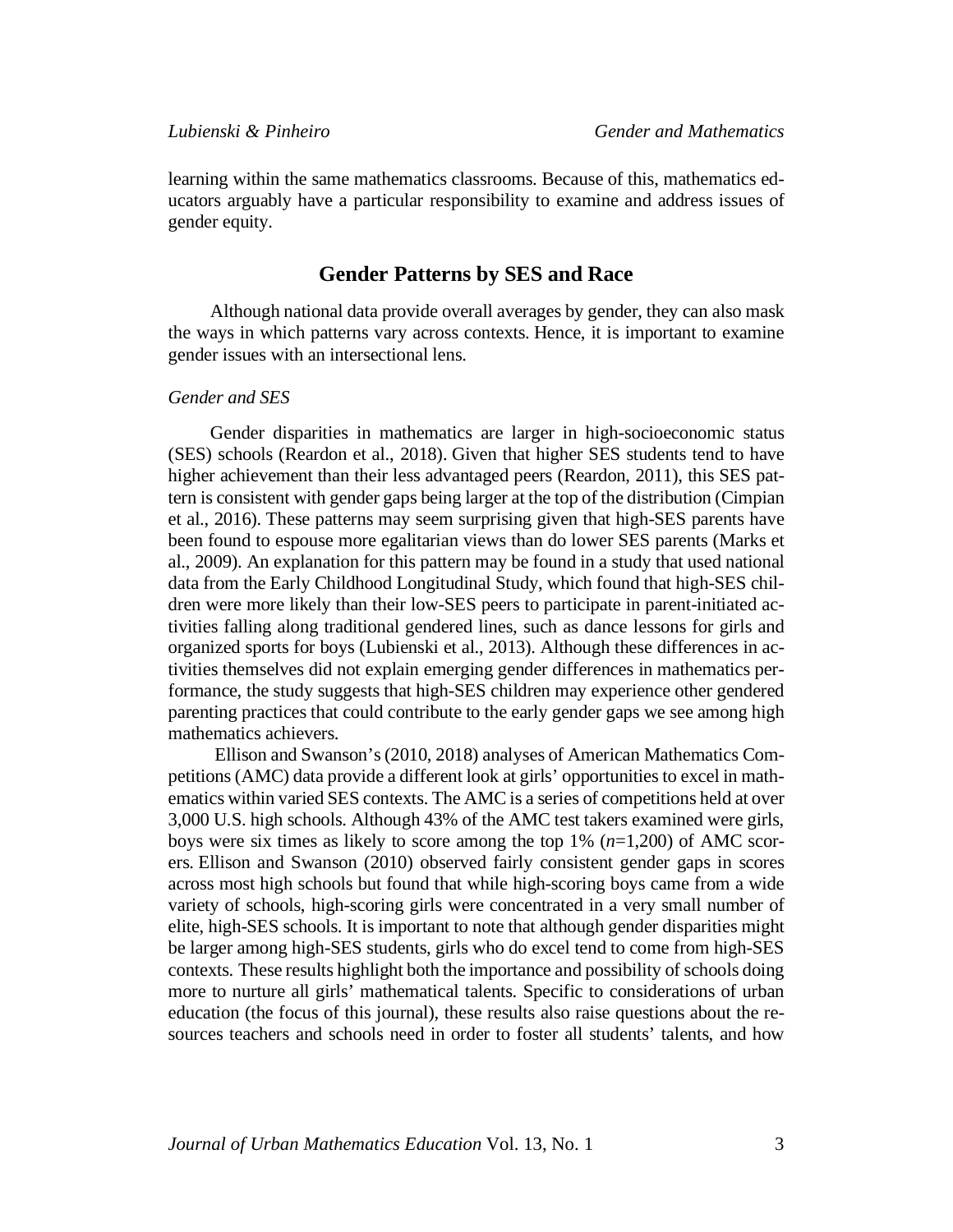learning within the same mathematics classrooms. Because of this, mathematics educators arguably have a particular responsibility to examine and address issues of gender equity.

## Gender Patterns by SES and Race

Although national data provide overall averages by gender, they can also mask the ways in which patterns vary across contexts. Hence, it is important to examine gender issues with an intersectional lens.

### *Gender and SES*

Gender disparities in mathematics are larger in high-socioeconomic status (SES) schools (Reardon et al., 2018). Given that higher SES students tend to have higher achievement than their less advantaged peers (Reardon, 2011), this SES pattern is consistent with gender gaps being larger at the top of the distribution (Cimpian et al., 2016). These patterns may seem surprising given that high-SES parents have been found to espouse more egalitarian views than do lower SES parents (Marks et al., 2009). An explanation for this pattern may be found in a study that used national data from the Early Childhood Longitudinal Study, which found that high-SES children were more likely than their low-SES peers to participate in parent-initiated activities falling along traditional gendered lines, such as dance lessons for girls and organized sports for boys (Lubienski et al., 2013). Although these differences in activities themselves did not explain emerging gender differences in mathematics performance, the study suggests that high-SES children may experience other gendered parenting practices that could contribute to the early gender gaps we see among high mathematics achievers.

Ellison and Swanson's (2010, 2018) analyses of American Mathematics Competitions (AMC) data provide a different look at girls' opportunities to excel in mathematics within varied SES contexts. The AMC is a series of competitions held at over 3,000 U.S. high schools. Although 43% of the AMC test takers examined were girls, boys were six times as likely to score among the top 1% ($n$=1,200) of AMC scorers. Ellison and Swanson (2010) observed fairly consistent gender gaps in scores across most high schools but found that while high-scoring boys came from a wide variety of schools, high-scoring girls were concentrated in a very small number of elite, high-SES schools. It is important to note that although gender disparities might be larger among high-SES students, girls who do excel tend to come from high-SES contexts. These results highlight both the importance and possibility of schools doing more to nurture all girls' mathematical talents. Specific to considerations of urban education (the focus of this journal), these results also raise questions about the resources teachers and schools need in order to foster all students' talents, and how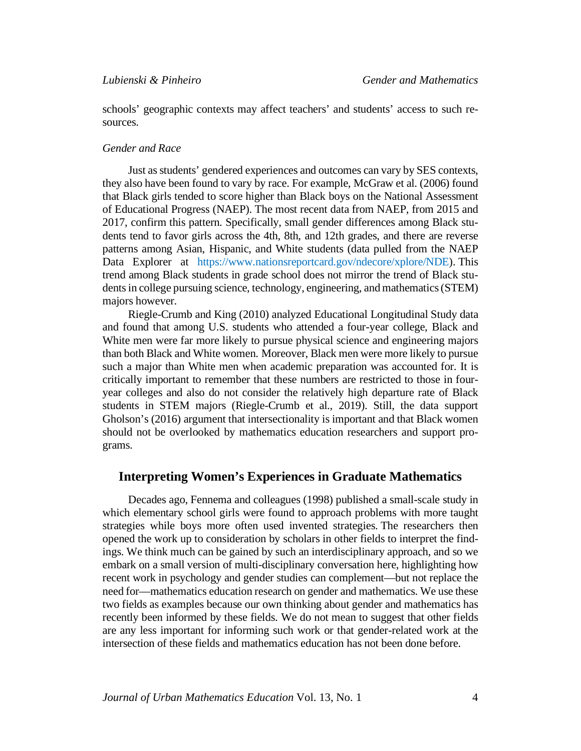schools' geographic contexts may affect teachers' and students' access to such resources.

### *Gender and Race*

Just as students' gendered experiences and outcomes can vary by SES contexts, they also have been found to vary by race. For example, McGraw et al. (2006) found that Black girls tended to score higher than Black boys on the National Assessment of Educational Progress (NAEP). The most recent data from NAEP, from 2015 and 2017, confirm this pattern. Specifically, small gender differences among Black students tend to favor girls across the 4th, 8th, and 12th grades, and there are reverse patterns among Asian, Hispanic, and White students (data pulled from the NAEP Data Explorer at https://www.nationsreportcard.gov/ndecore/xplore/NDE). This trend among Black students in grade school does not mirror the trend of Black students in college pursuing science, technology, engineering, and mathematics (STEM) majors however.

Riegle-Crumb and King (2010) analyzed Educational Longitudinal Study data and found that among U.S. students who attended a four-year college, Black and White men were far more likely to pursue physical science and engineering majors than both Black and White women. Moreover, Black men were more likely to pursue such a major than White men when academic preparation was accounted for. It is critically important to remember that these numbers are restricted to those in four-year colleges and also do not consider the relatively high departure rate of Black students in STEM majors (Riegle-Crumb et al., 2019). Still, the data support Gholson's (2016) argument that intersectionality is important and that Black women should not be overlooked by mathematics education researchers and support programs.

## Interpreting Women's Experiences in Graduate Mathematics

Decades ago, Fennema and colleagues (1998) published a small-scale study in which elementary school girls were found to approach problems with more taught strategies while boys more often used invented strategies. The researchers then opened the work up to consideration by scholars in other fields to interpret the findings. We think much can be gained by such an interdisciplinary approach, and so we embark on a small version of multi-disciplinary conversation here, highlighting how recent work in psychology and gender studies can complement—but not replace the need for—mathematics education research on gender and mathematics. We use these two fields as examples because our own thinking about gender and mathematics has recently been informed by these fields. We do not mean to suggest that other fields are any less important for informing such work or that gender-related work at the intersection of these fields and mathematics education has not been done before.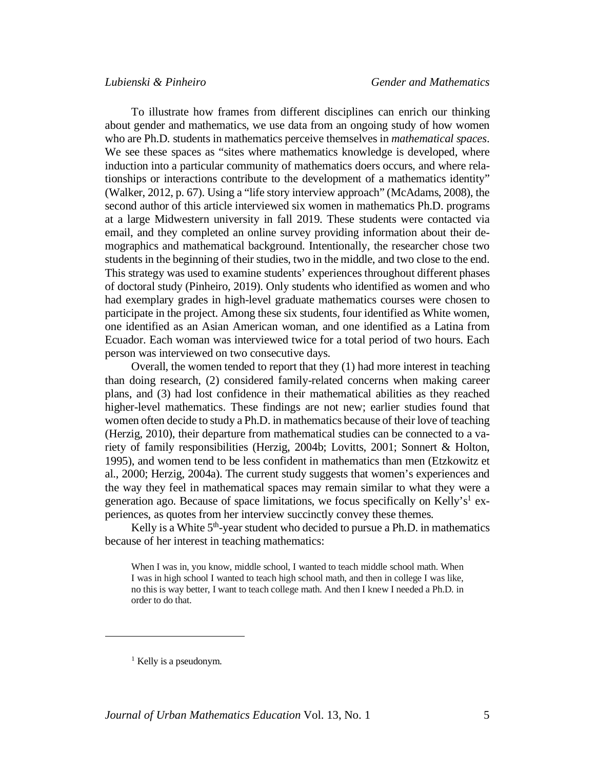To illustrate how frames from different disciplines can enrich our thinking about gender and mathematics, we use data from an ongoing study of how women who are Ph.D. students in mathematics perceive themselves in *mathematical spaces*. We see these spaces as "sites where mathematics knowledge is developed, where induction into a particular community of mathematics doers occurs, and where relationships or interactions contribute to the development of a mathematics identity" (Walker, 2012, p. 67). Using a "life story interview approach" (McAdams, 2008), the second author of this article interviewed six women in mathematics Ph.D. programs at a large Midwestern university in fall 2019. These students were contacted via email, and they completed an online survey providing information about their demographics and mathematical background. Intentionally, the researcher chose two students in the beginning of their studies, two in the middle, and two close to the end. This strategy was used to examine students' experiences throughout different phases of doctoral study (Pinheiro, 2019). Only students who identified as women and who had exemplary grades in high-level graduate mathematics courses were chosen to participate in the project. Among these six students, four identified as White women, one identified as an Asian American woman, and one identified as a Latina from Ecuador. Each woman was interviewed twice for a total period of two hours. Each person was interviewed on two consecutive days.

Overall, the women tended to report that they (1) had more interest in teaching than doing research, (2) considered family-related concerns when making career plans, and (3) had lost confidence in their mathematical abilities as they reached higher-level mathematics. These findings are not new; earlier studies found that women often decide to study a Ph.D. in mathematics because of their love of teaching (Herzig, 2010), their departure from mathematical studies can be connected to a variety of family responsibilities (Herzig, 2004b; Lovitts, 2001; Sonnert & Holton, 1995), and women tend to be less confident in mathematics than men (Etzkowitz et al., 2000; Herzig, 2004a). The current study suggests that women's experiences and the way they feel in mathematical spaces may remain similar to what they were a generation ago. Because of space limitations, we focus specifically on Kelly's[1] experiences, as quotes from her interview succinctly convey these themes.

Kelly is a White 5th-year student who decided to pursue a Ph.D. in mathematics because of her interest in teaching mathematics:

> When I was in, you know, middle school, I wanted to teach middle school math. When I was in high school I wanted to teach high school math, and then in college I was like, no this is way better, I want to teach college math. And then I knew I needed a Ph.D. in order to do that.

[1] Kelly is a pseudonym.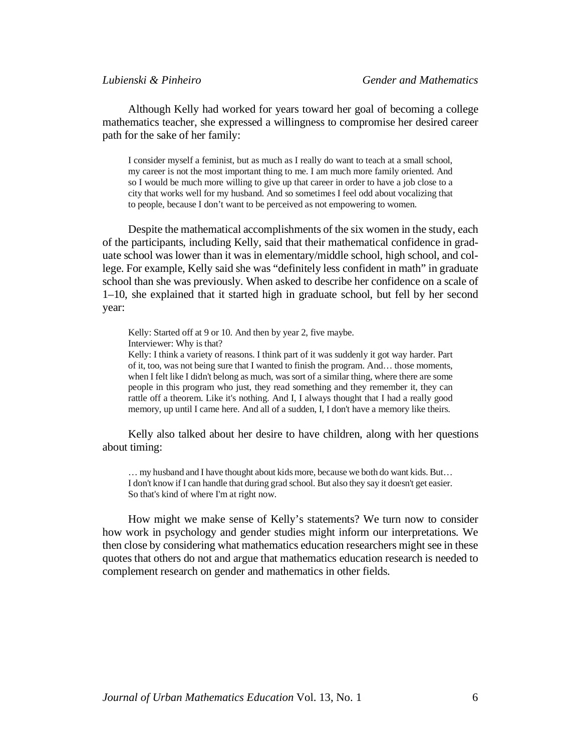Although Kelly had worked for years toward her goal of becoming a college mathematics teacher, she expressed a willingness to compromise her desired career path for the sake of her family:

> I consider myself a feminist, but as much as I really do want to teach at a small school, my career is not the most important thing to me. I am much more family oriented. And so I would be much more willing to give up that career in order to have a job close to a city that works well for my husband. And so sometimes I feel odd about vocalizing that to people, because I don't want to be perceived as not empowering to women.

Despite the mathematical accomplishments of the six women in the study, each of the participants, including Kelly, said that their mathematical confidence in graduate school was lower than it was in elementary/middle school, high school, and college. For example, Kelly said she was "definitely less confident in math" in graduate school than she was previously. When asked to describe her confidence on a scale of 1–10, she explained that it started high in graduate school, but fell by her second year:

> Kelly: Started off at 9 or 10. And then by year 2, five maybe.
> Interviewer: Why is that?
> Kelly: I think a variety of reasons. I think part of it was suddenly it got way harder. Part of it, too, was not being sure that I wanted to finish the program. And… those moments, when I felt like I didn't belong as much, was sort of a similar thing, where there are some people in this program who just, they read something and they remember it, they can rattle off a theorem. Like it's nothing. And I, I always thought that I had a really good memory, up until I came here. And all of a sudden, I, I don't have a memory like theirs.

Kelly also talked about her desire to have children, along with her questions about timing:

> … my husband and I have thought about kids more, because we both do want kids. But… I don't know if I can handle that during grad school. But also they say it doesn't get easier. So that's kind of where I'm at right now.

How might we make sense of Kelly's statements? We turn now to consider how work in psychology and gender studies might inform our interpretations. We then close by considering what mathematics education researchers might see in these quotes that others do not and argue that mathematics education research is needed to complement research on gender and mathematics in other fields.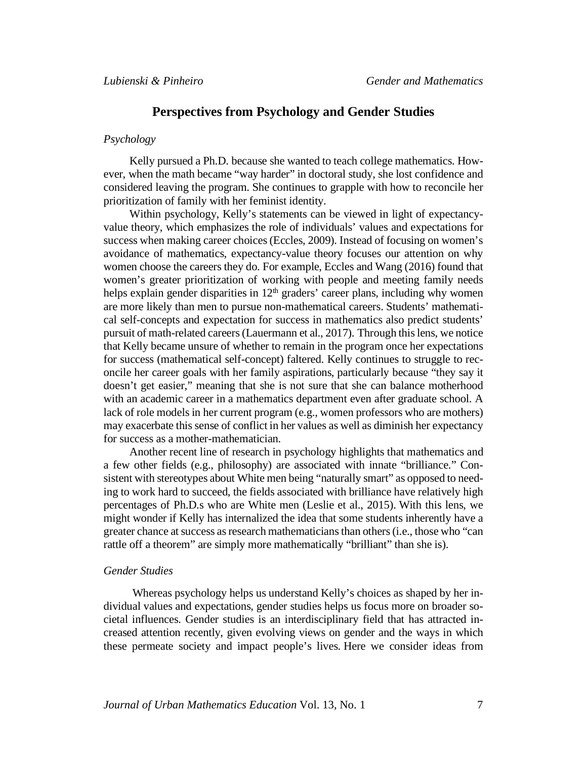## Perspectives from Psychology and Gender Studies

### *Psychology*

Kelly pursued a Ph.D. because she wanted to teach college mathematics. However, when the math became "way harder" in doctoral study, she lost confidence and considered leaving the program. She continues to grapple with how to reconcile her prioritization of family with her feminist identity.

Within psychology, Kelly's statements can be viewed in light of expectancy-value theory, which emphasizes the role of individuals' values and expectations for success when making career choices (Eccles, 2009). Instead of focusing on women's avoidance of mathematics, expectancy-value theory focuses our attention on why women choose the careers they do. For example, Eccles and Wang (2016) found that women's greater prioritization of working with people and meeting family needs helps explain gender disparities in 12th graders' career plans, including why women are more likely than men to pursue non-mathematical careers. Students' mathematical self-concepts and expectation for success in mathematics also predict students' pursuit of math-related careers (Lauermann et al., 2017). Through this lens, we notice that Kelly became unsure of whether to remain in the program once her expectations for success (mathematical self-concept) faltered. Kelly continues to struggle to reconcile her career goals with her family aspirations, particularly because "they say it doesn't get easier," meaning that she is not sure that she can balance motherhood with an academic career in a mathematics department even after graduate school. A lack of role models in her current program (e.g., women professors who are mothers) may exacerbate this sense of conflict in her values as well as diminish her expectancy for success as a mother-mathematician.

Another recent line of research in psychology highlights that mathematics and a few other fields (e.g., philosophy) are associated with innate "brilliance." Consistent with stereotypes about White men being "naturally smart" as opposed to needing to work hard to succeed, the fields associated with brilliance have relatively high percentages of Ph.D.s who are White men (Leslie et al., 2015). With this lens, we might wonder if Kelly has internalized the idea that some students inherently have a greater chance at success as research mathematicians than others (i.e., those who "can rattle off a theorem" are simply more mathematically "brilliant" than she is).

### *Gender Studies*

Whereas psychology helps us understand Kelly's choices as shaped by her individual values and expectations, gender studies helps us focus more on broader societal influences. Gender studies is an interdisciplinary field that has attracted increased attention recently, given evolving views on gender and the ways in which these permeate society and impact people's lives. Here we consider ideas from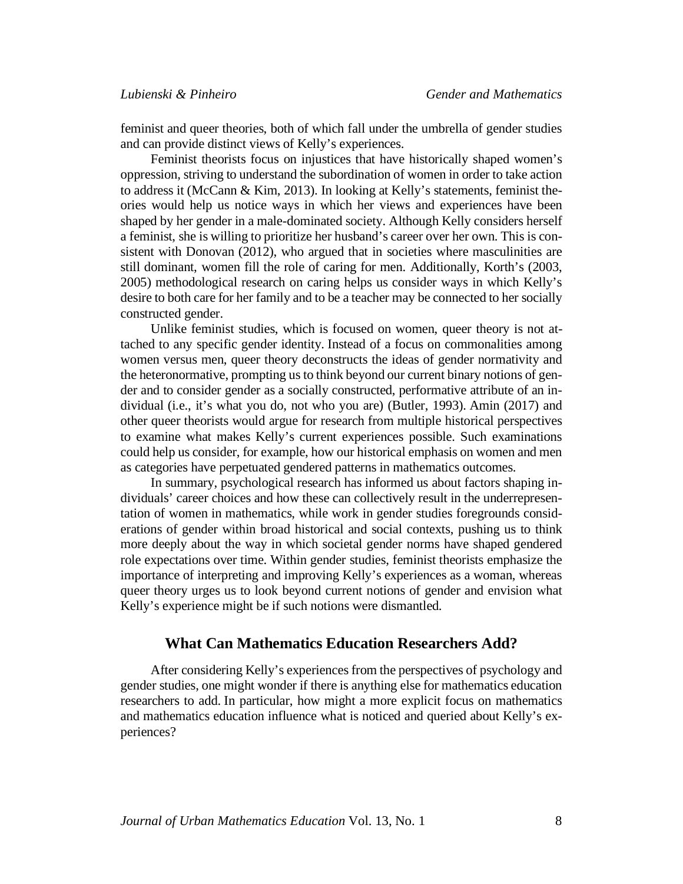feminist and queer theories, both of which fall under the umbrella of gender studies and can provide distinct views of Kelly's experiences.

Feminist theorists focus on injustices that have historically shaped women's oppression, striving to understand the subordination of women in order to take action to address it (McCann & Kim, 2013). In looking at Kelly's statements, feminist theories would help us notice ways in which her views and experiences have been shaped by her gender in a male-dominated society. Although Kelly considers herself a feminist, she is willing to prioritize her husband's career over her own. This is consistent with Donovan (2012), who argued that in societies where masculinities are still dominant, women fill the role of caring for men. Additionally, Korth's (2003, 2005) methodological research on caring helps us consider ways in which Kelly's desire to both care for her family and to be a teacher may be connected to her socially constructed gender.

Unlike feminist studies, which is focused on women, queer theory is not attached to any specific gender identity. Instead of a focus on commonalities among women versus men, queer theory deconstructs the ideas of gender normativity and the heteronormative, prompting us to think beyond our current binary notions of gender and to consider gender as a socially constructed, performative attribute of an individual (i.e., it's what you do, not who you are) (Butler, 1993). Amin (2017) and other queer theorists would argue for research from multiple historical perspectives to examine what makes Kelly's current experiences possible. Such examinations could help us consider, for example, how our historical emphasis on women and men as categories have perpetuated gendered patterns in mathematics outcomes.

In summary, psychological research has informed us about factors shaping individuals' career choices and how these can collectively result in the underrepresentation of women in mathematics, while work in gender studies foregrounds considerations of gender within broad historical and social contexts, pushing us to think more deeply about the way in which societal gender norms have shaped gendered role expectations over time. Within gender studies, feminist theorists emphasize the importance of interpreting and improving Kelly's experiences as a woman, whereas queer theory urges us to look beyond current notions of gender and envision what Kelly's experience might be if such notions were dismantled.

## What Can Mathematics Education Researchers Add?

After considering Kelly's experiences from the perspectives of psychology and gender studies, one might wonder if there is anything else for mathematics education researchers to add. In particular, how might a more explicit focus on mathematics and mathematics education influence what is noticed and queried about Kelly's experiences?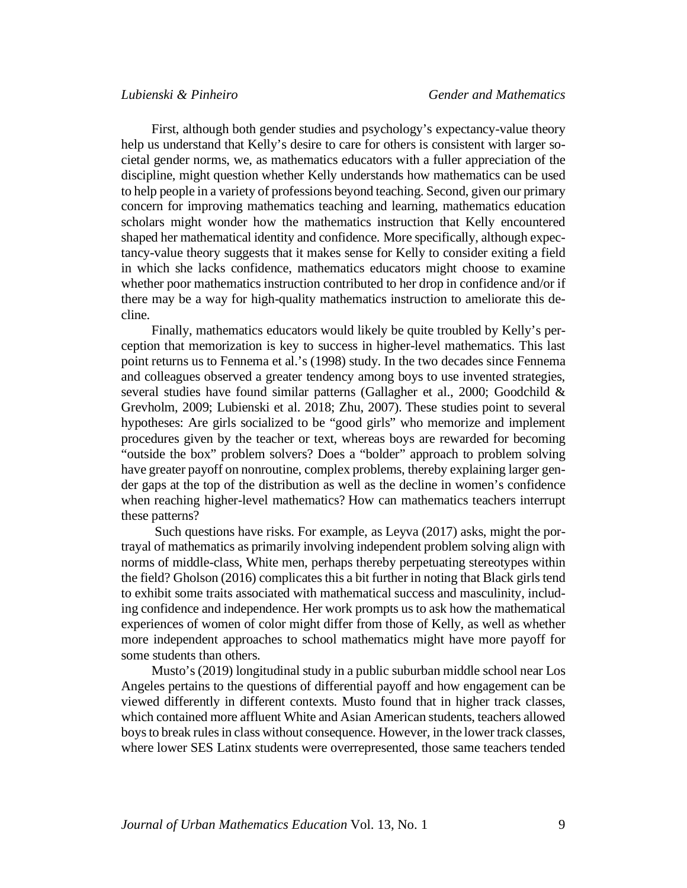First, although both gender studies and psychology's expectancy-value theory help us understand that Kelly's desire to care for others is consistent with larger societal gender norms, we, as mathematics educators with a fuller appreciation of the discipline, might question whether Kelly understands how mathematics can be used to help people in a variety of professions beyond teaching. Second, given our primary concern for improving mathematics teaching and learning, mathematics education scholars might wonder how the mathematics instruction that Kelly encountered shaped her mathematical identity and confidence. More specifically, although expectancy-value theory suggests that it makes sense for Kelly to consider exiting a field in which she lacks confidence, mathematics educators might choose to examine whether poor mathematics instruction contributed to her drop in confidence and/or if there may be a way for high-quality mathematics instruction to ameliorate this decline.

Finally, mathematics educators would likely be quite troubled by Kelly's perception that memorization is key to success in higher-level mathematics. This last point returns us to Fennema et al.'s (1998) study. In the two decades since Fennema and colleagues observed a greater tendency among boys to use invented strategies, several studies have found similar patterns (Gallagher et al., 2000; Goodchild & Grevholm, 2009; Lubienski et al. 2018; Zhu, 2007). These studies point to several hypotheses: Are girls socialized to be "good girls" who memorize and implement procedures given by the teacher or text, whereas boys are rewarded for becoming "outside the box" problem solvers? Does a "bolder" approach to problem solving have greater payoff on nonroutine, complex problems, thereby explaining larger gender gaps at the top of the distribution as well as the decline in women's confidence when reaching higher-level mathematics? How can mathematics teachers interrupt these patterns?

Such questions have risks. For example, as Leyva (2017) asks, might the portrayal of mathematics as primarily involving independent problem solving align with norms of middle-class, White men, perhaps thereby perpetuating stereotypes within the field? Gholson (2016) complicates this a bit further in noting that Black girls tend to exhibit some traits associated with mathematical success and masculinity, including confidence and independence. Her work prompts us to ask how the mathematical experiences of women of color might differ from those of Kelly, as well as whether more independent approaches to school mathematics might have more payoff for some students than others.

Musto's (2019) longitudinal study in a public suburban middle school near Los Angeles pertains to the questions of differential payoff and how engagement can be viewed differently in different contexts. Musto found that in higher track classes, which contained more affluent White and Asian American students, teachers allowed boys to break rules in class without consequence. However, in the lower track classes, where lower SES Latinx students were overrepresented, those same teachers tended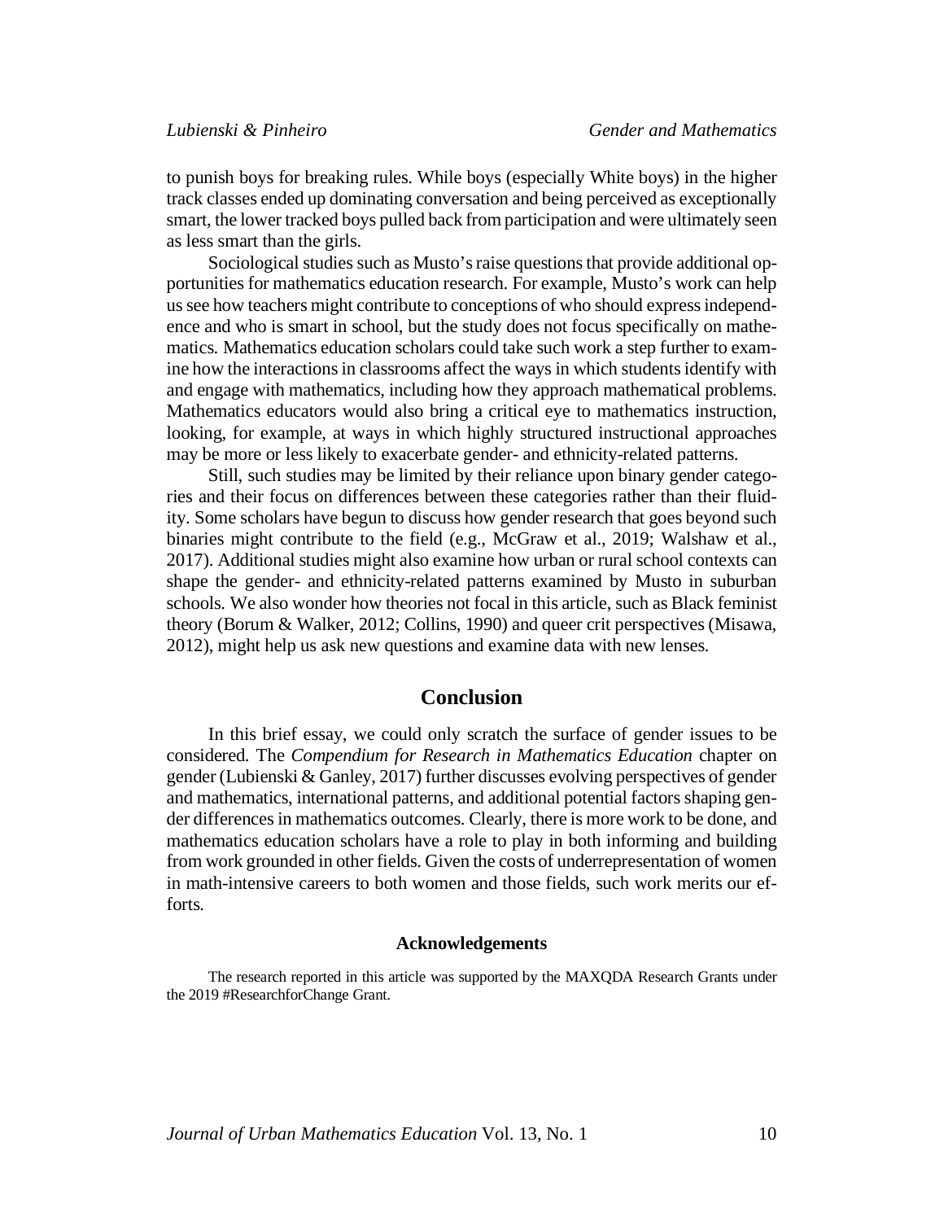to punish boys for breaking rules. While boys (especially White boys) in the higher track classes ended up dominating conversation and being perceived as exceptionally smart, the lower tracked boys pulled back from participation and were ultimately seen as less smart than the girls.

Sociological studies such as Musto's raise questions that provide additional opportunities for mathematics education research. For example, Musto's work can help us see how teachers might contribute to conceptions of who should express independence and who is smart in school, but the study does not focus specifically on mathematics. Mathematics education scholars could take such work a step further to examine how the interactions in classrooms affect the ways in which students identify with and engage with mathematics, including how they approach mathematical problems. Mathematics educators would also bring a critical eye to mathematics instruction, looking, for example, at ways in which highly structured instructional approaches may be more or less likely to exacerbate gender- and ethnicity-related patterns.

Still, such studies may be limited by their reliance upon binary gender categories and their focus on differences between these categories rather than their fluidity. Some scholars have begun to discuss how gender research that goes beyond such binaries might contribute to the field (e.g., McGraw et al., 2019; Walshaw et al., 2017). Additional studies might also examine how urban or rural school contexts can shape the gender- and ethnicity-related patterns examined by Musto in suburban schools. We also wonder how theories not focal in this article, such as Black feminist theory (Borum & Walker, 2012; Collins, 1990) and queer crit perspectives (Misawa, 2012), might help us ask new questions and examine data with new lenses.

## Conclusion

In this brief essay, we could only scratch the surface of gender issues to be considered. The *Compendium for Research in Mathematics Education* chapter on gender (Lubienski & Ganley, 2017) further discusses evolving perspectives of gender and mathematics, international patterns, and additional potential factors shaping gender differences in mathematics outcomes. Clearly, there is more work to be done, and mathematics education scholars have a role to play in both informing and building from work grounded in other fields. Given the costs of underrepresentation of women in math-intensive careers to both women and those fields, such work merits our efforts.

#### Acknowledgements

The research reported in this article was supported by the MAXQDA Research Grants under the 2019 #ResearchforChange Grant.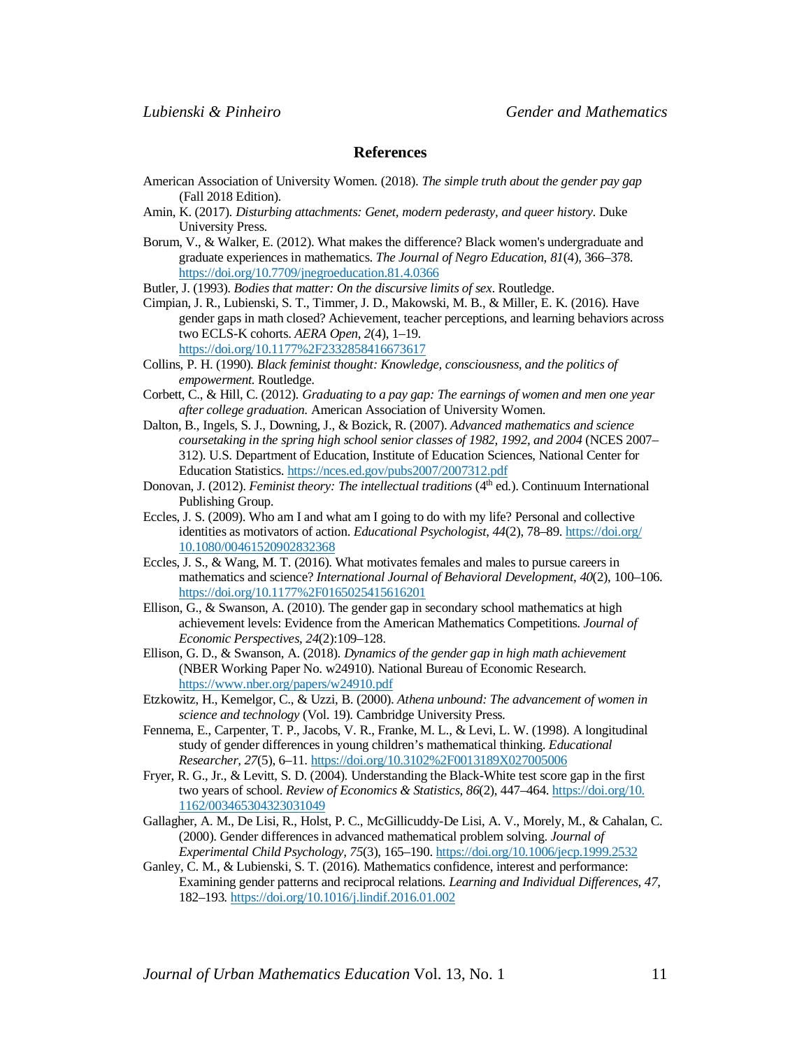## References

American Association of University Women. (2018). *The simple truth about the gender pay gap* (Fall 2018 Edition).

Amin, K. (2017). *Disturbing attachments: Genet, modern pederasty, and queer history*. Duke University Press.

Borum, V., & Walker, E. (2012). What makes the difference? Black women's undergraduate and graduate experiences in mathematics. *The Journal of Negro Education*, *81*(4), 366–378. https://doi.org/10.7709/jnegroeducation.81.4.0366

Butler, J. (1993). *Bodies that matter: On the discursive limits of sex*. Routledge.

Cimpian, J. R., Lubienski, S. T., Timmer, J. D., Makowski, M. B., & Miller, E. K. (2016). Have gender gaps in math closed? Achievement, teacher perceptions, and learning behaviors across two ECLS-K cohorts. *AERA Open*, *2*(4), 1–19. https://doi.org/10.1177%2F2332858416673617

Collins, P. H. (1990). *Black feminist thought: Knowledge, consciousness, and the politics of empowerment.* Routledge.

Corbett, C., & Hill, C. (2012). *Graduating to a pay gap: The earnings of women and men one year after college graduation.* American Association of University Women.

Dalton, B., Ingels, S. J., Downing, J., & Bozick, R. (2007). *Advanced mathematics and science coursetaking in the spring high school senior classes of 1982, 1992, and 2004* (NCES 2007–312). U.S. Department of Education, Institute of Education Sciences, National Center for Education Statistics. https://nces.ed.gov/pubs2007/2007312.pdf

Donovan, J. (2012). *Feminist theory: The intellectual traditions* (4th ed.). Continuum International Publishing Group.

Eccles, J. S. (2009). Who am I and what am I going to do with my life? Personal and collective identities as motivators of action. *Educational Psychologist*, *44*(2), 78–89. https://doi.org/10.1080/00461520902832368

Eccles, J. S., & Wang, M. T. (2016). What motivates females and males to pursue careers in mathematics and science? *International Journal of Behavioral Development*, *40*(2), 100–106. https://doi.org/10.1177%2F0165025415616201

Ellison, G., & Swanson, A. (2010). The gender gap in secondary school mathematics at high achievement levels: Evidence from the American Mathematics Competitions. *Journal of Economic Perspectives*, *24*(2):109–128.

Ellison, G. D., & Swanson, A. (2018). *Dynamics of the gender gap in high math achievement* (NBER Working Paper No. w24910). National Bureau of Economic Research. https://www.nber.org/papers/w24910.pdf

Etzkowitz, H., Kemelgor, C., & Uzzi, B. (2000). *Athena unbound: The advancement of women in science and technology* (Vol. 19). Cambridge University Press.

Fennema, E., Carpenter, T. P., Jacobs, V. R., Franke, M. L., & Levi, L. W. (1998). A longitudinal study of gender differences in young children's mathematical thinking. *Educational Researcher, 27*(5), 6–11. https://doi.org/10.3102%2F0013189X027005006

Fryer, R. G., Jr., & Levitt, S. D. (2004). Understanding the Black-White test score gap in the first two years of school. *Review of Economics & Statistics, 86*(2), 447–464. https://doi.org/10.1162/003465304323031049

Gallagher, A. M., De Lisi, R., Holst, P. C., McGillicuddy-De Lisi, A. V., Morely, M., & Cahalan, C. (2000). Gender differences in advanced mathematical problem solving. *Journal of Experimental Child Psychology, 75*(3), 165–190. https://doi.org/10.1006/jecp.1999.2532

Ganley, C. M., & Lubienski, S. T. (2016). Mathematics confidence, interest and performance: Examining gender patterns and reciprocal relations. *Learning and Individual Differences, 47*, 182–193. https://doi.org/10.1016/j.lindif.2016.01.002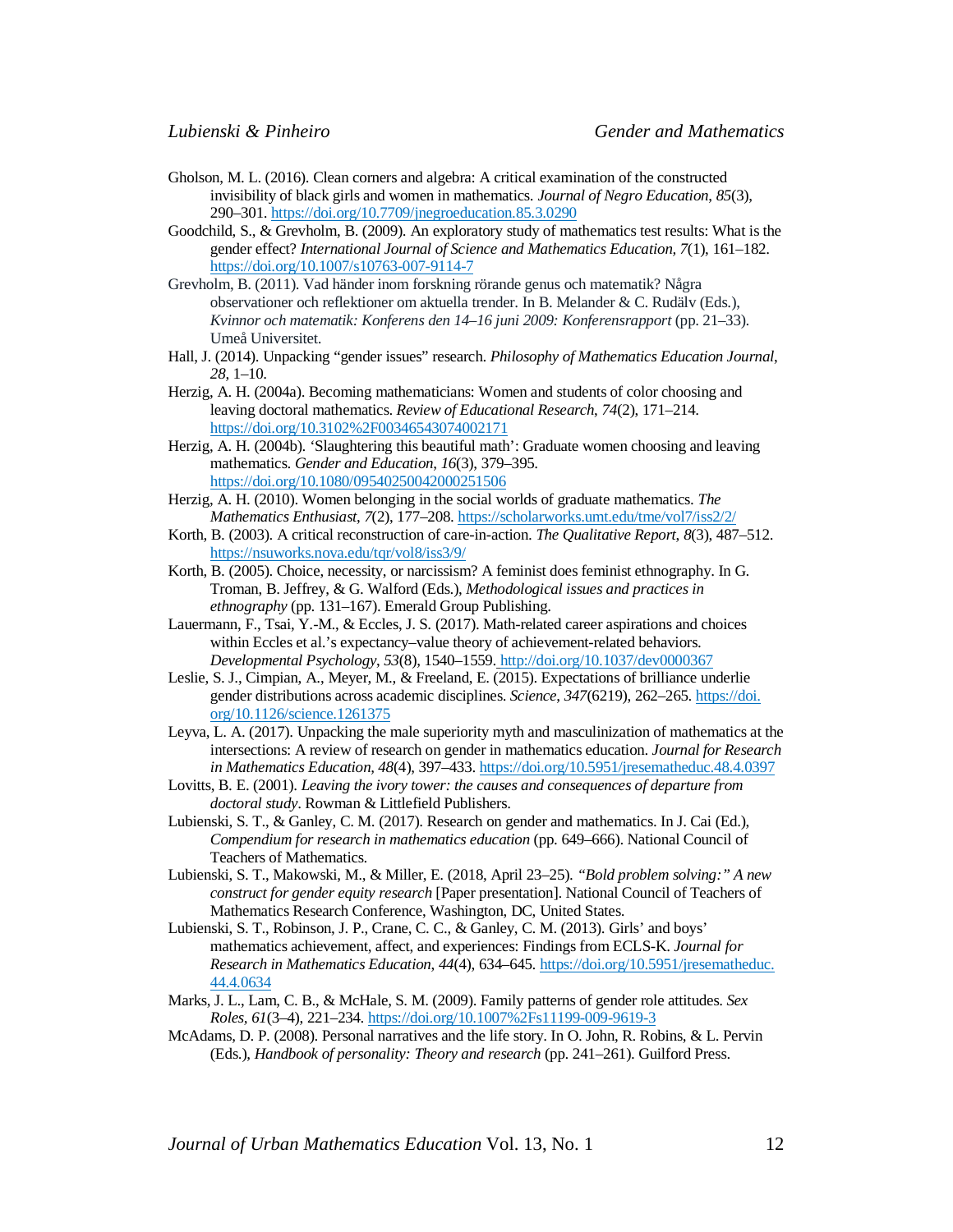Gholson, M. L. (2016). Clean corners and algebra: A critical examination of the constructed invisibility of black girls and women in mathematics. *Journal of Negro Education*, *85*(3), 290–301. https://doi.org/10.7709/jnegroeducation.85.3.0290

Goodchild, S., & Grevholm, B. (2009). An exploratory study of mathematics test results: What is the gender effect? *International Journal of Science and Mathematics Education*, *7*(1), 161–182. https://doi.org/10.1007/s10763-007-9114-7

Grevholm, B. (2011). Vad händer inom forskning rörande genus och matematik? Några observationer och reflektioner om aktuella trender. In B. Melander & C. Rudälv (Eds.), *Kvinnor och matematik: Konferens den 14–16 juni 2009: Konferensrapport* (pp. 21–33). Umeå Universitet.

Hall, J. (2014). Unpacking "gender issues" research. *Philosophy of Mathematics Education Journal*, *28*, 1–10.

Herzig, A. H. (2004a). Becoming mathematicians: Women and students of color choosing and leaving doctoral mathematics. *Review of Educational Research*, *74*(2), 171–214. https://doi.org/10.3102%2F00346543074002171

Herzig, A. H. (2004b). 'Slaughtering this beautiful math': Graduate women choosing and leaving mathematics. *Gender and Education*, *16*(3), 379–395. https://doi.org/10.1080/09540250042000251506

Herzig, A. H. (2010). Women belonging in the social worlds of graduate mathematics. *The Mathematics Enthusiast*, *7*(2), 177–208. https://scholarworks.umt.edu/tme/vol7/iss2/2/

Korth, B. (2003). A critical reconstruction of care-in-action. *The Qualitative Report*, *8*(3), 487–512. https://nsuworks.nova.edu/tqr/vol8/iss3/9/

Korth, B. (2005). Choice, necessity, or narcissism? A feminist does feminist ethnography. In G. Troman, B. Jeffrey, & G. Walford (Eds.), *Methodological issues and practices in ethnography* (pp. 131–167). Emerald Group Publishing.

Lauermann, F., Tsai, Y.-M., & Eccles, J. S. (2017). Math-related career aspirations and choices within Eccles et al.'s expectancy–value theory of achievement-related behaviors. *Developmental Psychology*, *53*(8), 1540–1559. http://doi.org/10.1037/dev0000367

Leslie, S. J., Cimpian, A., Meyer, M., & Freeland, E. (2015). Expectations of brilliance underlie gender distributions across academic disciplines. *Science*, *347*(6219), 262–265. https://doi.org/10.1126/science.1261375

Leyva, L. A. (2017). Unpacking the male superiority myth and masculinization of mathematics at the intersections: A review of research on gender in mathematics education. *Journal for Research in Mathematics Education*, *48*(4), 397–433. https://doi.org/10.5951/jresematheduc.48.4.0397

Lovitts, B. E. (2001). *Leaving the ivory tower: the causes and consequences of departure from doctoral study*. Rowman & Littlefield Publishers.

Lubienski, S. T., & Ganley, C. M. (2017). Research on gender and mathematics. In J. Cai (Ed.), *Compendium for research in mathematics education* (pp. 649–666). National Council of Teachers of Mathematics.

Lubienski, S. T., Makowski, M., & Miller, E. (2018, April 23–25). *"Bold problem solving:" A new construct for gender equity research* [Paper presentation]. National Council of Teachers of Mathematics Research Conference, Washington, DC, United States.

Lubienski, S. T., Robinson, J. P., Crane, C. C., & Ganley, C. M. (2013). Girls' and boys' mathematics achievement, affect, and experiences: Findings from ECLS-K. *Journal for Research in Mathematics Education*, *44*(4), 634–645. https://doi.org/10.5951/jresematheduc.44.4.0634

Marks, J. L., Lam, C. B., & McHale, S. M. (2009). Family patterns of gender role attitudes. *Sex Roles*, *61*(3–4), 221–234. https://doi.org/10.1007%2Fs11199-009-9619-3

McAdams, D. P. (2008). Personal narratives and the life story. In O. John, R. Robins, & L. Pervin (Eds.), *Handbook of personality: Theory and research* (pp. 241–261). Guilford Press.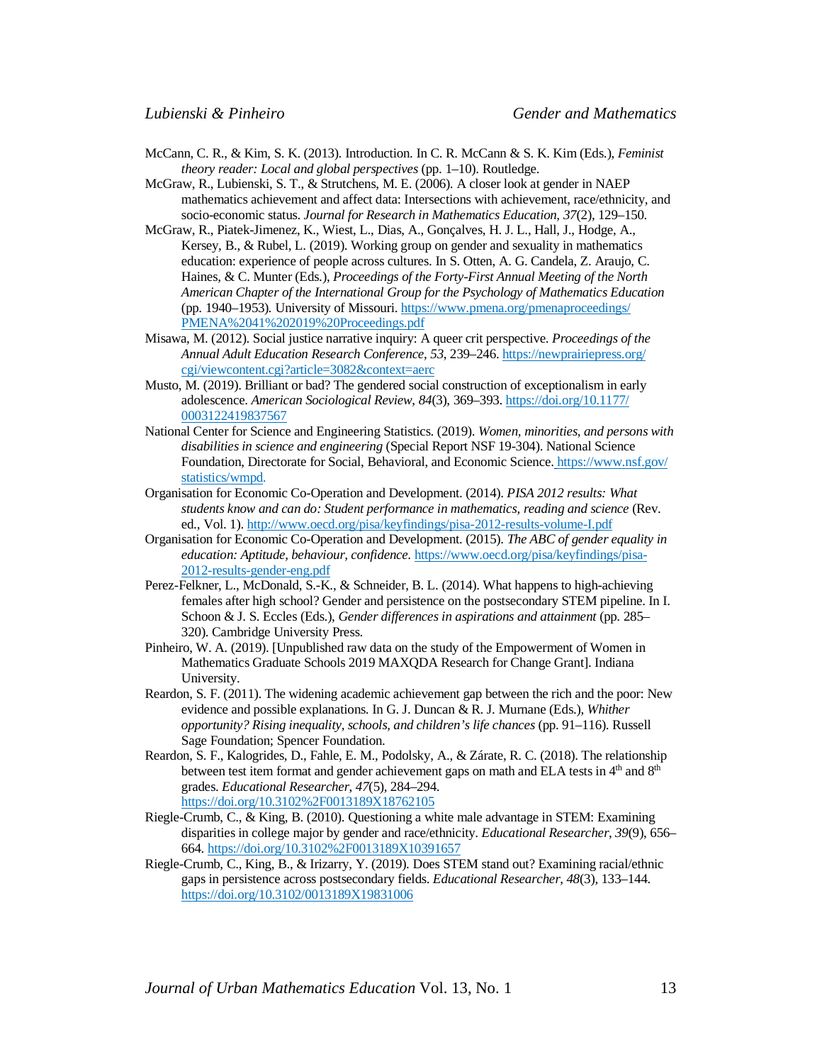McCann, C. R., & Kim, S. K. (2013). Introduction. In C. R. McCann & S. K. Kim (Eds.), *Feminist theory reader: Local and global perspectives* (pp. 1–10). Routledge.

McGraw, R., Lubienski, S. T., & Strutchens, M. E. (2006). A closer look at gender in NAEP mathematics achievement and affect data: Intersections with achievement, race/ethnicity, and socio-economic status. *Journal for Research in Mathematics Education, 37*(2), 129–150.

McGraw, R., Piatek-Jimenez, K., Wiest, L., Dias, A., Gonçalves, H. J. L., Hall, J., Hodge, A., Kersey, B., & Rubel, L. (2019). Working group on gender and sexuality in mathematics education: experience of people across cultures. In S. Otten, A. G. Candela, Z. Araujo, C. Haines, & C. Munter (Eds.), *Proceedings of the Forty-First Annual Meeting of the North American Chapter of the International Group for the Psychology of Mathematics Education* (pp. 1940–1953). University of Missouri. https://www.pmena.org/pmenaproceedings/PMENA%2041%202019%20Proceedings.pdf

Misawa, M. (2012). Social justice narrative inquiry: A queer crit perspective. *Proceedings of the Annual Adult Education Research Conference*, *53*, 239–246. https://newprairiepress.org/cgi/viewcontent.cgi?article=3082&context=aerc

Musto, M. (2019). Brilliant or bad? The gendered social construction of exceptionalism in early adolescence. *American Sociological Review*, *84*(3), 369–393. https://doi.org/10.1177/0003122419837567

National Center for Science and Engineering Statistics. (2019). *Women, minorities, and persons with disabilities in science and engineering* (Special Report NSF 19-304). National Science Foundation, Directorate for Social, Behavioral, and Economic Science. https://www.nsf.gov/statistics/wmpd.

Organisation for Economic Co-Operation and Development. (2014). *PISA 2012 results: What students know and can do: Student performance in mathematics, reading and science* (Rev. ed., Vol. 1). http://www.oecd.org/pisa/keyfindings/pisa-2012-results-volume-I.pdf

Organisation for Economic Co-Operation and Development. (2015). *The ABC of gender equality in education: Aptitude, behaviour, confidence.* https://www.oecd.org/pisa/keyfindings/pisa-2012-results-gender-eng.pdf

Perez-Felkner, L., McDonald, S.-K., & Schneider, B. L. (2014). What happens to high-achieving females after high school? Gender and persistence on the postsecondary STEM pipeline. In I. Schoon & J. S. Eccles (Eds.), *Gender differences in aspirations and attainment* (pp. 285–320). Cambridge University Press.

Pinheiro, W. A. (2019). [Unpublished raw data on the study of the Empowerment of Women in Mathematics Graduate Schools 2019 MAXQDA Research for Change Grant]. Indiana University.

Reardon, S. F. (2011). The widening academic achievement gap between the rich and the poor: New evidence and possible explanations. In G. J. Duncan & R. J. Murnane (Eds.), *Whither opportunity? Rising inequality, schools, and children's life chances* (pp. 91–116). Russell Sage Foundation; Spencer Foundation.

Reardon, S. F., Kalogrides, D., Fahle, E. M., Podolsky, A., & Zárate, R. C. (2018). The relationship between test item format and gender achievement gaps on math and ELA tests in 4th and 8th grades. *Educational Researcher*, *47*(5), 284–294. https://doi.org/10.3102%2F0013189X18762105

Riegle-Crumb, C., & King, B. (2010). Questioning a white male advantage in STEM: Examining disparities in college major by gender and race/ethnicity. *Educational Researcher*, *39*(9), 656–664. https://doi.org/10.3102%2F0013189X10391657

Riegle-Crumb, C., King, B., & Irizarry, Y. (2019). Does STEM stand out? Examining racial/ethnic gaps in persistence across postsecondary fields. *Educational Researcher*, *48*(3), 133–144. https://doi.org/10.3102/0013189X19831006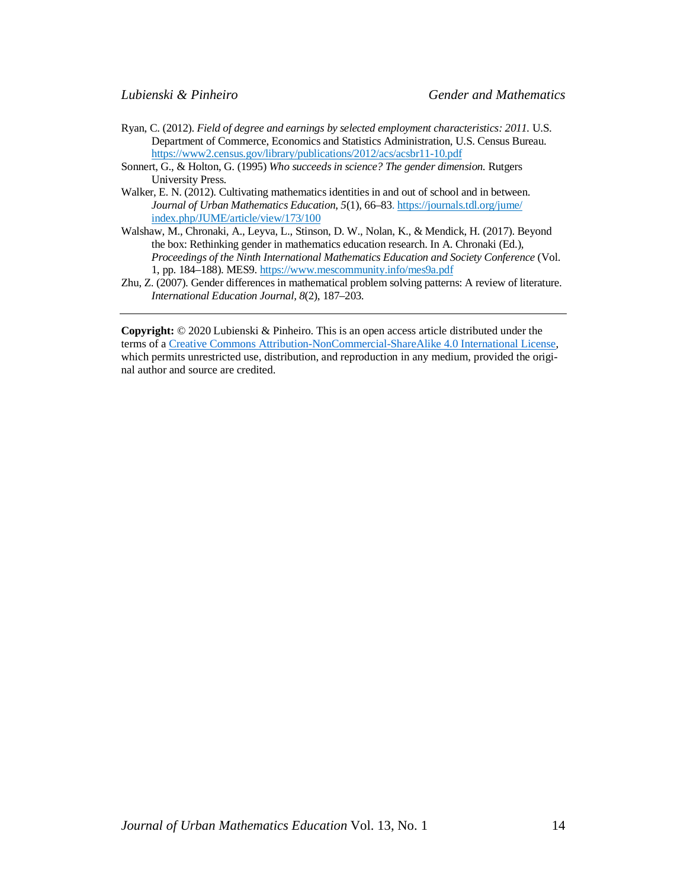Ryan, C. (2012). *Field of degree and earnings by selected employment characteristics: 2011.* U.S. Department of Commerce, Economics and Statistics Administration, U.S. Census Bureau. https://www2.census.gov/library/publications/2012/acs/acsbr11-10.pdf

Sonnert, G., & Holton, G. (1995) *Who succeeds in science? The gender dimension.* Rutgers University Press.

Walker, E. N. (2012). Cultivating mathematics identities in and out of school and in between. *Journal of Urban Mathematics Education, 5*(1), 66–83. https://journals.tdl.org/jume/index.php/JUME/article/view/173/100

Walshaw, M., Chronaki, A., Leyva, L., Stinson, D. W., Nolan, K., & Mendick, H. (2017). Beyond the box: Rethinking gender in mathematics education research. In A. Chronaki (Ed.), *Proceedings of the Ninth International Mathematics Education and Society Conference* (Vol. 1, pp. 184–188). MES9. https://www.mescommunity.info/mes9a.pdf

Zhu, Z. (2007). Gender differences in mathematical problem solving patterns: A review of literature. *International Education Journal, 8*(2), 187–203.

---

**Copyright:** © 2020 Lubienski & Pinheiro. This is an open access article distributed under the terms of a Creative Commons Attribution-NonCommercial-ShareAlike 4.0 International License, which permits unrestricted use, distribution, and reproduction in any medium, provided the original author and source are credited.